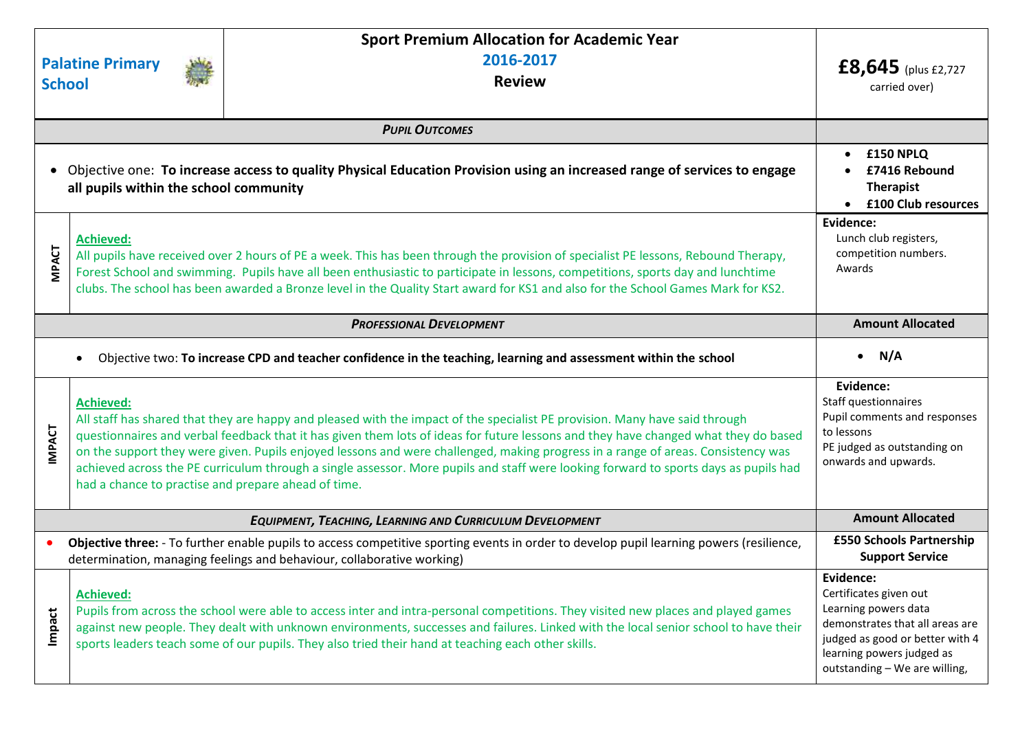# Palatine Primary School

## Sport Premium Allocation for Academic Year 2016-2017 Review

**£8,645** (plus £2,727 carried over)

| *PUPIL OUTCOMES* | |
|---|---|
| • Objective one: **To increase access to quality Physical Education Provision using an increased range of services to engage all pupils within the school community** | • **£150 NPLQ**<br>• **£7416 Rebound Therapist**<br>• **£100 Club resources** |
| **IMPACT** — **Achieved:**<br>All pupils have received over 2 hours of PE a week. This has been through the provision of specialist PE lessons, Rebound Therapy, Forest School and swimming. Pupils have all been enthusiastic to participate in lessons, competitions, sports day and lunchtime clubs. The school has been awarded a Bronze level in the Quality Start award for KS1 and also for the School Games Mark for KS2. | **Evidence:**<br>Lunch club registers, competition numbers. Awards |
| *PROFESSIONAL DEVELOPMENT* | **Amount Allocated** |
| • Objective two: **To increase CPD and teacher confidence in the teaching, learning and assessment within the school** | • **N/A** |
| **IMPACT** — **Achieved:**<br>All staff has shared that they are happy and pleased with the impact of the specialist PE provision. Many have said through questionnaires and verbal feedback that it has given them lots of ideas for future lessons and they have changed what they do based on the support they were given. Pupils enjoyed lessons and were challenged, making progress in a range of areas. Consistency was achieved across the PE curriculum through a single assessor. More pupils and staff were looking forward to sports days as pupils had had a chance to practise and prepare ahead of time. | **Evidence:**<br>Staff questionnaires<br>Pupil comments and responses to lessons<br>PE judged as outstanding on onwards and upwards. |
| *EQUIPMENT, TEACHING, LEARNING AND CURRICULUM DEVELOPMENT* | **Amount Allocated** |
| • **Objective three:** - To further enable pupils to access competitive sporting events in order to develop pupil learning powers (resilience, determination, managing feelings and behaviour, collaborative working) | **£550 Schools Partnership Support Service** |
| **Impact** — **Achieved:**<br>Pupils from across the school were able to access inter and intra-personal competitions. They visited new places and played games against new people. They dealt with unknown environments, successes and failures. Linked with the local senior school to have their sports leaders teach some of our pupils. They also tried their hand at teaching each other skills. | **Evidence:**<br>Certificates given out<br>Learning powers data demonstrates that all areas are judged as good or better with 4 learning powers judged as outstanding – We are willing, |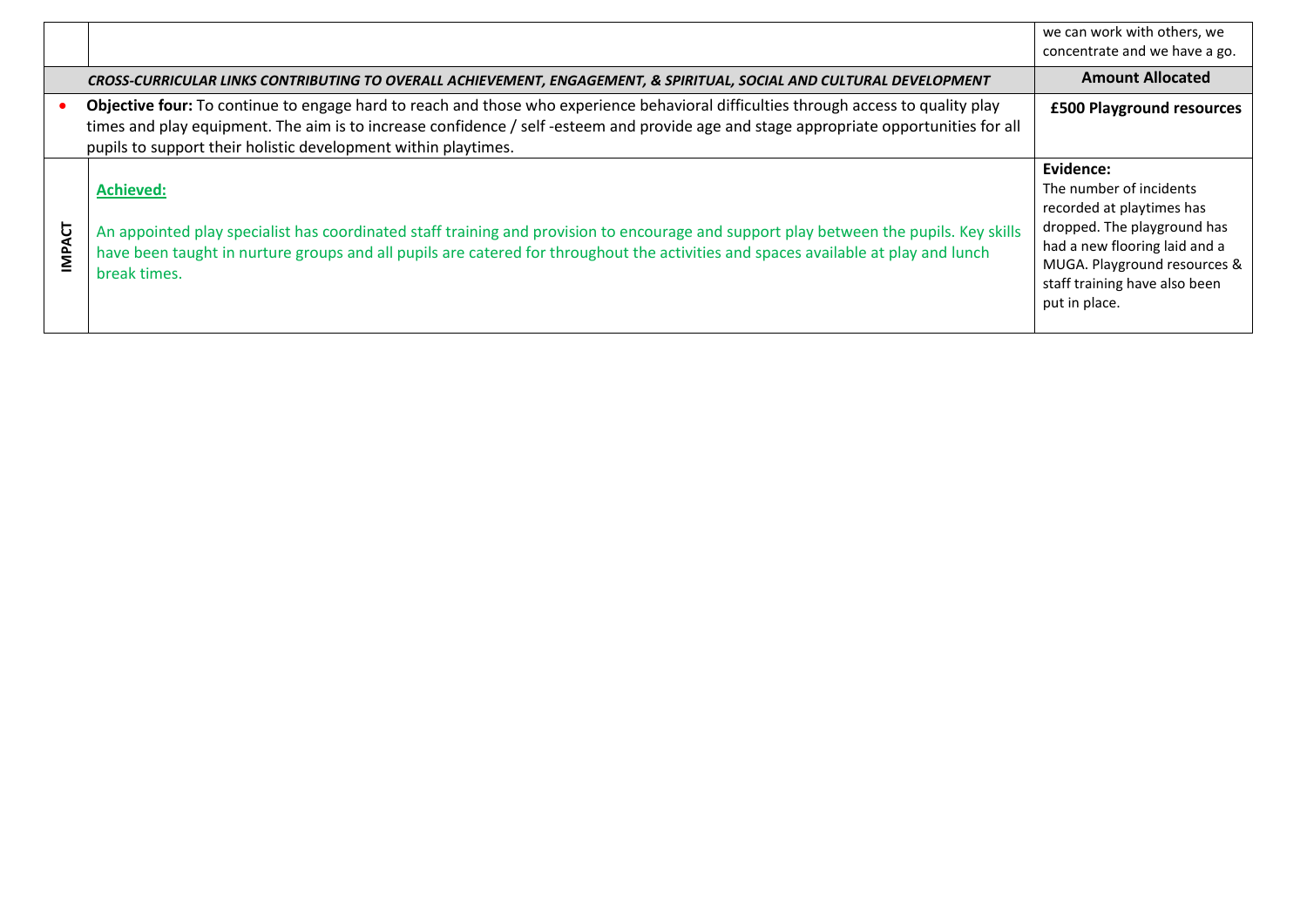| | | |
|---|---|---|
| | | we can work with others, we concentrate and we have a go. |
| | ***CROSS-CURRICULAR LINKS CONTRIBUTING TO OVERALL ACHIEVEMENT, ENGAGEMENT, & SPIRITUAL, SOCIAL AND CULTURAL DEVELOPMENT*** | **Amount Allocated** |
| • | **Objective four:** To continue to engage hard to reach and those who experience behavioral difficulties through access to quality play times and play equipment. The aim is to increase confidence / self -esteem and provide age and stage appropriate opportunities for all pupils to support their holistic development within playtimes. | **£500 Playground resources** |
| **IMPACT** | **Achieved:**<br><br>An appointed play specialist has coordinated staff training and provision to encourage and support play between the pupils. Key skills have been taught in nurture groups and all pupils are catered for throughout the activities and spaces available at play and lunch break times. | **Evidence:**<br>The number of incidents recorded at playtimes has dropped. The playground has had a new flooring laid and a MUGA. Playground resources & staff training have also been put in place. |